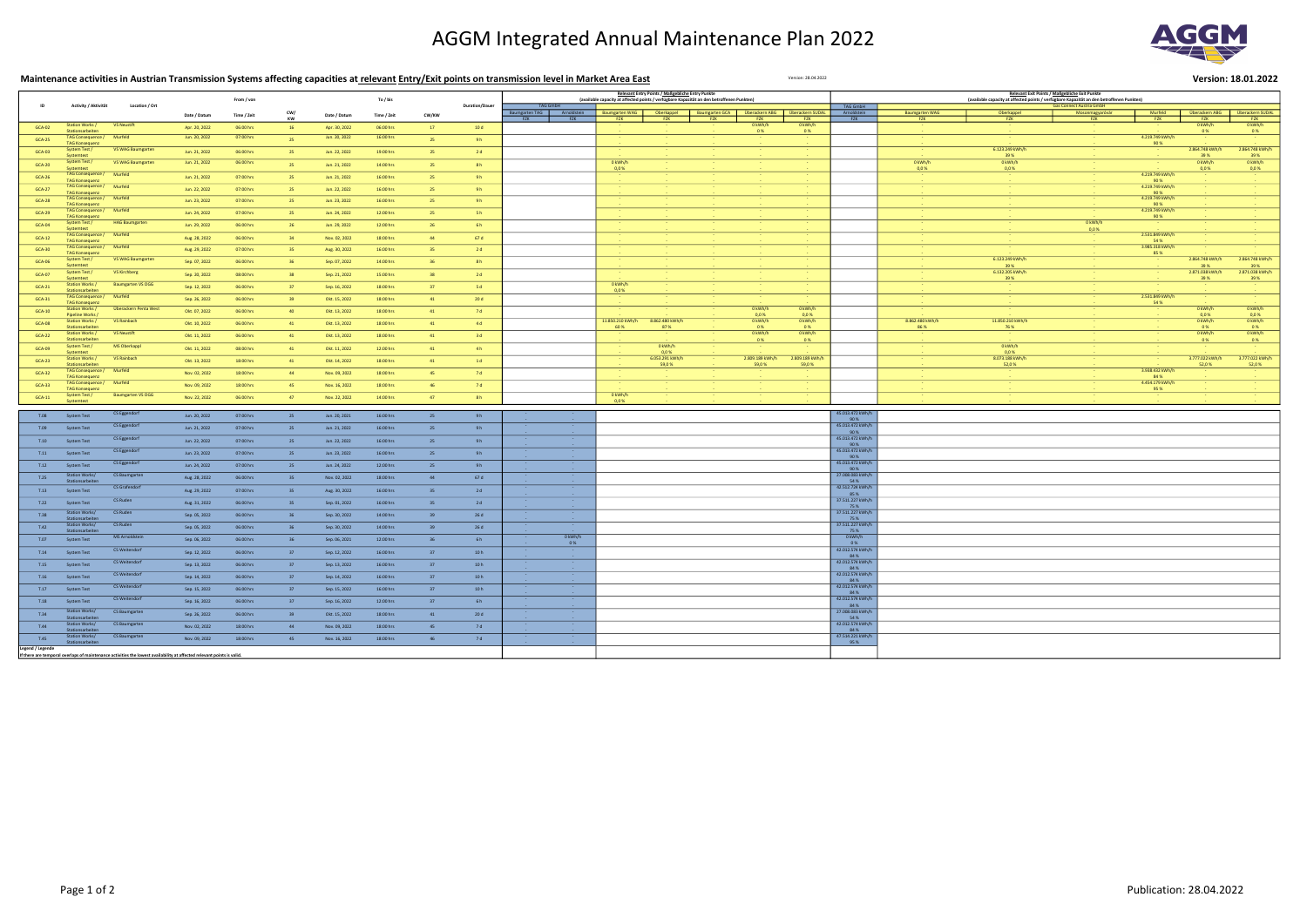# AGGM Integrated Annual Maintenance Plan 2022

**Maintenance activities in Austrian Transmission Systems affecting capacities at relevant Entry/Exit points on transmission level in Market Area East**

Version: 28.04.2022

**Version: 18.01.2022**

| ID | Activity / Aktivität | Location / Ort | From / von | | | To / bis | | | Duration/Dauer | Relevant Entry Points / Maßgebliche Entry Punkte (available capacity at affected points / verfügbare Kapazität an den betroffenen Punkten) | | | | | | | Relevant Exit Points / Maßgebliche Exit Punkte (available capacity at affected points / verfügbare Kapazität an den betroffenen Punkten) | | | | | | |
|---|---|---|---|---|---|---|---|---|---|---|---|---|---|---|---|---|---|---|---|---|---|---|---|
| | | | | | | | | | | TAG GmbH | | Gas Connect Austria GmbH | | | | | TAG GmbH | Gas Connect Austria GmbH | | | | | |
| | | | Date / Datum | Time / Zeit | CW/ KW | Date / Datum | Time / Zeit | CW/KW | | Baumgarten TAG FZK | Arnoldstein FZK | Baumgarten WAG FZK | Oberkappel FZK | Baumgarten GCA FZK | Überackern ABG FZK | Überackern SUDAL FZK | Arnoldstein FZK | Baumgarten WAG FZK | Oberkappel FZK | Mosonmagyaróvár | Murfeld FZK | Überackern ABG FZK | Überackern SUDAL FZK |
| GCA-02 | Station Works / Stationsarbeiten | VS Neustift | Apr. 20, 2022 | 06:00 hrs | 16 | Apr. 30, 2022 | 06:00 hrs | 17 | 10 d | | | - | - | - | 0 kWh/h 0 % | 0 kWh/h 0 % | | - | - | - | - | 0 kWh/h 0 % | 0 kWh/h 0 % |
| GCA-25 | TAG Consequence / TAG Konsequenz | Murfeld | Jun. 20, 2022 | 07:00 hrs | 25 | Jun. 20, 2022 | 16:00 hrs | 25 | 9 h | | | - | - | - | - | - | | - | - | - | 4.239.749 kWh/h 90 % | - | - |
| GCA-03 | System Test / Systemtest | VS WAG Baumgarten | Jun. 21, 2022 | 06:00 hrs | 25 | Jun. 22, 2022 | 06:00 hrs | 25 | 2 d | | | - | - | - | - | - | | - | 6.123.249 kWh/h 39 % | - | - | 2.864.748 kWh/h 28 % | 2.864.748 kWh/h 39 % |
| GCA-20 | System Test / Systemtest | VS WAG Baumgarten | Jun. 21, 2022 | 06:00 hrs | 25 | Jun. 21, 2022 | 14:00 hrs | 25 | 8 h | | | 0 kWh/h 0,0 % | - | - | - | - | | 0 kWh/h 0,0 % | 0 kWh/h 0,0 % | - | - | 0 kWh/h 0,0 % | 0 kWh/h 0,0 % |
| GCA-26 | TAG Consequence / TAG Konsequenz | Murfeld | Jun. 21, 2022 | 07:00 hrs | 25 | Jun. 21, 2022 | 16:00 hrs | 25 | 9 h | | | - | - | - | - | - | | - | - | - | 4.239.749 kWh/h 90 % | - | - |
| GCA-27 | TAG Consequence / TAG Konsequenz | Murfeld | Jun. 22, 2022 | 07:00 hrs | 25 | Jun. 22, 2022 | 16:00 hrs | 25 | 9 h | | | - | - | - | - | - | | - | - | - | 4.239.749 kWh/h 90 % | - | - |
| GCA-28 | TAG Consequence / TAG Konsequenz | Murfeld | Jun. 23, 2022 | 07:00 hrs | 25 | Jun. 23, 2022 | 16:00 hrs | 25 | 9 h | | | - | - | - | - | - | | - | - | - | 4.239.749 kWh/h 90 % | - | - |
| GCA-29 | TAG Consequence / TAG Konsequenz | Murfeld | Jun. 24, 2022 | 07:00 hrs | 25 | Jun. 24, 2022 | 12:00 hrs | 25 | 5 h | | | - | - | - | - | - | | - | - | - | 4.239.749 kWh/h 90 % | - | - |
| GCA-04 | System Test / Systemtest | HAG Baumgarten | Jun. 29, 2022 | 06:00 hrs | 26 | Jun. 29, 2022 | 12:00 hrs | 26 | 6 h | | | - | - | - | - | - | | - | - | 0 kWh/h 0,0 % | - | - | - |
| GCA-12 | TAG Consequence / TAG Konsequenz | Murfeld | Aug. 28, 2022 | 06:00 hrs | 34 | Nov. 02, 2022 | 18:00 hrs | 44 | 67 d | | | - | - | - | - | - | | - | - | - | 2.531.849 kWh/h 54 % | - | - |
| GCA-30 | TAG Consequence / TAG Konsequenz | Murfeld | Aug. 29, 2022 | 07:00 hrs | 35 | Aug. 30, 2022 | 16:00 hrs | 35 | 2 d | | | - | - | - | - | - | | - | - | - | 3.985.318 kWh/h 85 % | - | - |
| GCA-06 | System Test / Systemtest | VS WAG Baumgarten | Sep. 07, 2022 | 06:00 hrs | 36 | Sep. 07, 2022 | 14:00 hrs | 36 | 8 h | | | - | - | - | - | - | | - | 6.123.249 kWh/h 39 % | - | - | 2.864.748 kWh/h 28 % | 2.864.748 kWh/h 39 % |
| GCA-07 | System Test / Systemtest | VS Kirchberg | Sep. 20, 2022 | 08:00 hrs | 38 | Sep. 21, 2022 | 15:00 hrs | 38 | 2 d | | | - | - | - | - | - | | - | 6.132.205 kWh/h 39 % | - | - | 2.871.038 kWh/h 28 % | 2.871.038 kWh/h 39 % |
| GCA-21 | Station Works / Stationsarbeiten | Baumgarten VS OGG | Sep. 12, 2022 | 06:00 hrs | 37 | Sep. 16, 2022 | 18:00 hrs | 37 | 5 d | | | 0 kWh/h 0,0 % | - | - | - | - | | - | - | - | - | - | - |
| GCA-31 | TAG Consequence / TAG Konsequenz | Murfeld | Sep. 26, 2022 | 06:00 hrs | 39 | Okt. 15, 2022 | 18:00 hrs | 41 | 20 d | | | - | - | - | - | - | | - | - | - | 2.531.849 kWh/h 54 % | - | - |
| GCA-10 | Station Works / Pipeline Works / | Überackern Penta West | Okt. 07, 2022 | 06:00 hrs | 40 | Okt. 13, 2022 | 18:00 hrs | 41 | 7 d | | | - | - | - | 0 kWh/h 0,0 % | 0 kWh/h 0,0 % | | - | - | - | - | 0 kWh/h 0,0 % | 0 kWh/h 0,0 % |
| GCA-08 | Station Works / Stationsarbeiten | VS Rainbach | Okt. 10, 2022 | 06:00 hrs | 41 | Okt. 13, 2022 | 18:00 hrs | 41 | 4 d | | | 11.850.210 kWh/h 60 % | 8.862.480 kWh/h 87 % | - | 0 kWh/h 0 % | 0 kWh/h 0 % | | 8.862.480 kWh/h 86 % | 11.850.210 kWh/h 76 % | - | - | 0 kWh/h 0 % | 0 kWh/h 0 % |
| GCA-22 | Station Works / Stationsarbeiten | VS Neustift | Okt. 11, 2022 | 06:00 hrs | 41 | Okt. 13, 2022 | 18:00 hrs | 41 | 3 d | | | - | - | - | 0 kWh/h 0 % | 0 kWh/h 0 % | | - | - | - | - | 0 kWh/h 0 % | 0 kWh/h 0 % |
| GCA-09 | System Test / Systemtest | MS Oberkappel | Okt. 11, 2022 | 08:00 hrs | 41 | Okt. 11, 2022 | 12:00 hrs | 41 | 4 h | | | - | 0 kWh/h 0,0 % | - | - | - | | - | 0 kWh/h 0,0 % | - | - | - | - |
| GCA-23 | Station Works / Stationsarbeiten | VS Rainbach | Okt. 13, 2022 | 18:00 hrs | 41 | Okt. 14, 2022 | 18:00 hrs | 41 | 1 d | | | - | 6.033.291 kWh/h 59,0 % | - | 2.809.189 kWh/h 59,0 % | 2.809.189 kWh/h 59,0 % | | - | 8.073.186 kWh/h 52,0 % | - | - | 3.777.022 kWh/h 52,0 % | 3.777.022 kWh/h 52,0 % |
| GCA-32 | TAG Consequence / TAG Konsequenz | Murfeld | Nov. 02, 2022 | 18:00 hrs | 44 | Nov. 09, 2022 | 18:00 hrs | 45 | 7 d | | | - | - | - | - | - | | - | - | - | 3.938.432 kWh/h 84 % | - | - |
| GCA-33 | TAG Consequence / TAG Konsequenz | Murfeld | Nov. 09, 2022 | 18:00 hrs | 45 | Nov. 16, 2022 | 18:00 hrs | 46 | 7 d | | | - | - | - | - | - | | - | - | - | 4.454.179 kWh/h 95 % | - | - |
| GCA-11 | System Test / Systemtest | Baumgarten VS OGG | Nov. 22, 2022 | 06:00 hrs | 47 | Nov. 22, 2022 | 14:00 hrs | 47 | 8 h | | | 0 kWh/h 0,0 % | - | - | - | - | | - | - | - | - | - | - |
| T.08 | System Test | CS Eggendorf | Jun. 20, 2022 | 07:00 hrs | 25 | Jun. 20, 2022 | 16:00 hrs | 25 | 9 h | - | - | | | | | | 45.033.473 kWh/h 90 % | | | | | | |
| T.09 | System Test | CS Eggendorf | Jun. 21, 2022 | 07:00 hrs | 25 | Jun. 21, 2022 | 16:00 hrs | 25 | 9 h | - | - | | | | | | 45.033.473 kWh/h 90 % | | | | | | |
| T.10 | System Test | CS Eggendorf | Jun. 22, 2022 | 07:00 hrs | 25 | Jun. 22, 2022 | 16:00 hrs | 25 | 9 h | - | - | | | | | | 45.033.473 kWh/h 90 % | | | | | | |
| T.11 | System Test | CS Eggendorf | Jun. 23, 2022 | 07:00 hrs | 25 | Jun. 23, 2022 | 16:00 hrs | 25 | 9 h | - | - | | | | | | 45.033.473 kWh/h 90 % | | | | | | |
| T.12 | System Test | CS Eggendorf | Jun. 24, 2022 | 07:00 hrs | 25 | Jun. 24, 2022 | 12:00 hrs | 25 | 5 h | - | - | | | | | | 45.033.473 kWh/h 90 % | | | | | | |
| T.25 | Station Works/ Stationsarbeiten | CS Baumgarten | Aug. 28, 2022 | 06:00 hrs | 35 | Nov. 02, 2022 | 18:00 hrs | 44 | 67 d | - | - | | | | | | 27.088.083 kWh/h 54 % | | | | | | |
| T.13 | System Test | CS Grafendorf | Aug. 29, 2022 | 07:00 hrs | 35 | Aug. 30, 2022 | 16:00 hrs | 35 | 2 d | - | - | | | | | | 42.512.728 kWh/h 85 % | | | | | | |
| T.22 | System Test | CS Ruden | Aug. 31, 2022 | 06:00 hrs | 35 | Sep. 01, 2022 | 16:00 hrs | 35 | 2 d | - | - | | | | | | 37.511.227 kWh/h 75 % | | | | | | |
| T.38 | Station Works/ Stationsarbeiten | CS Ruden | Sep. 05, 2022 | 06:00 hrs | 36 | Sep. 30, 2022 | 14:00 hrs | 39 | 26 d | - | - | | | | | | 37.511.227 kWh/h 75 % | | | | | | |
| T.42 | Station Works/ Stationsarbeiten | CS Ruden | Sep. 05, 2022 | 06:00 hrs | 36 | Sep. 30, 2022 | 14:00 hrs | 39 | 26 d | - | - | | | | | | 37.511.227 kWh/h 75 % | | | | | | |
| T.07 | System Test | MS Arnoldstein | Sep. 06, 2022 | 06:00 hrs | 36 | Sep. 06, 2022 | 12:00 hrs | 36 | 6 h | - | 0 kWh/h 0 % | | | | | | 0 kWh/h 0 % | | | | | | |
| T.14 | System Test | CS Weitendorf | Sep. 12, 2022 | 06:00 hrs | 37 | Sep. 12, 2022 | 16:00 hrs | 37 | 10 h | - | - | | | | | | 42.012.576 kWh/h 84 % | | | | | | |
| T.15 | System Test | CS Weitendorf | Sep. 13, 2022 | 06:00 hrs | 37 | Sep. 13, 2022 | 16:00 hrs | 37 | 10 h | - | - | | | | | | 42.012.576 kWh/h 84 % | | | | | | |
| T.16 | System Test | CS Weitendorf | Sep. 14, 2022 | 06:00 hrs | 37 | Sep. 14, 2022 | 16:00 hrs | 37 | 10 h | - | - | | | | | | 42.012.576 kWh/h 84 % | | | | | | |
| T.17 | System Test | CS Weitendorf | Sep. 15, 2022 | 06:00 hrs | 37 | Sep. 15, 2022 | 16:00 hrs | 37 | 10 h | - | - | | | | | | 42.012.576 kWh/h 84 % | | | | | | |
| T.18 | System Test | CS Weitendorf | Sep. 16, 2022 | 06:00 hrs | 37 | Sep. 16, 2022 | 12:00 hrs | 37 | 6 h | - | - | | | | | | 42.012.576 kWh/h 84 % | | | | | | |
| T.34 | Station Works/ Stationsarbeiten | CS Baumgarten | Sep. 26, 2022 | 06:00 hrs | 39 | Okt. 15, 2022 | 18:00 hrs | 41 | 20 d | - | - | | | | | | 27.088.083 kWh/h 54 % | | | | | | |
| T.44 | Station Works/ Stationsarbeiten | CS Baumgarten | Nov. 02, 2022 | 18:00 hrs | 44 | Nov. 09, 2022 | 18:00 hrs | 45 | 7 d | - | - | | | | | | 42.012.576 kWh/h 84 % | | | | | | |
| T.45 | Station Works/ Stationsarbeiten | CS Baumgarten | Nov. 09, 2022 | 18:00 hrs | 45 | Nov. 16, 2022 | 18:00 hrs | 46 | 7 d | - | - | | | | | | 47.514.221 kWh/h 95 % | | | | | | |

**Legend / Legende**

If there are temporal overlaps of maintenance activities the lowest availability at affected relevant points is valid.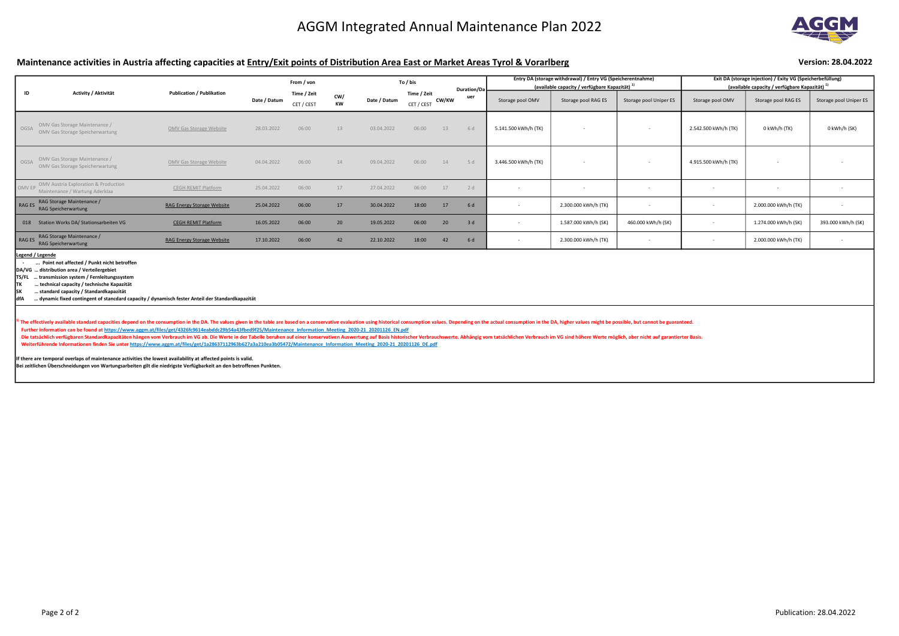# AGGM Integrated Annual Maintenance Plan 2022

## Maintenance activities in Austria affecting capacities at Entry/Exit points of Distribution Area East or Market Areas Tyrol & Vorarlberg

**Version: 28.04.2022**

| ID | Activity / Aktivität | Publication / Publikation | From / von | | | To / bis | | | Duration/Dauer | Entry DA (storage withdrawal) / Entry VG (Speicherentnahme) (available capacity / verfügbare Kapazität) [1] | | | Exit DA (storage injection) / Exity VG (Speicherbefüllung) (available capacity / verfügbare Kapazität) [1] | | |
|---|---|---|---|---|---|---|---|---|---|---|---|---|---|---|---|
| | | | Date / Datum | Time / Zeit CET / CEST | CW/ KW | Date / Datum | Time / Zeit CET / CEST | CW/KW | | Storage pool OMV | Storage pool RAG ES | Storage pool Uniper ES | Storage pool OMV | Storage pool RAG ES | Storage pool Uniper ES |
| OGSA | OMV Gas Storage Maintenance / OMV Gas Storage Speicherwartung | OMV Gas Storage Website | 28.03.2022 | 06:00 | 13 | 03.04.2022 | 06:00 | 13 | 6 d | 5.141.500 kWh/h (TK) | - | - | 2.542.500 kWh/h (TK) | 0 kWh/h (TK) | 0 kWh/h (SK) |
| OGSA | OMV Gas Storage Maintenance / OMV Gas Storage Speicherwartung | OMV Gas Storage Website | 04.04.2022 | 06:00 | 14 | 09.04.2022 | 06:00 | 14 | 5 d | 3.446.500 kWh/h (TK) | - | - | 4.915.500 kWh/h (TK) | - | - |
| OMV EP | OMV Austria Exploration & Production Maintenance / Wartung Aderklaa | CEGH REMIT Platform | 25.04.2022 | 06:00 | 17 | 27.04.2022 | 06:00 | 17 | 2 d | - | - | - | - | - | - |
| RAG ES | RAG Storage Maintenance / RAG Speicherwartung | RAG Energy Storage Website | 25.04.2022 | 06:00 | 17 | 30.04.2022 | 18:00 | 17 | 6 d | - | 2.300.000 kWh/h (TK) | - | - | 2.000.000 kWh/h (TK) | - |
| 018 | Station Works DA/ Stationsarbeiten VG | CEGH REMIT Platform | 16.05.2022 | 06:00 | 20 | 19.05.2022 | 06:00 | 20 | 3 d | - | 1.587.000 kWh/h (SK) | 460.000 kWh/h (SK) | - | 1.274.000 kWh/h (SK) | 393.000 kWh/h (SK) |
| RAG ES | RAG Storage Maintenance / RAG Speicherwartung | RAG Energy Storage Website | 17.10.2022 | 06:00 | 42 | 22.10.2022 | 18:00 | 42 | 6 d | - | 2.300.000 kWh/h (TK) | - | - | 2.000.000 kWh/h (TK) | - |

**Legend / Legende**

- **- … Point not affected / Punkt nicht betroffen**
- **DA/VG … distribution area / Verteilergebiet**
- **TS/FL … transmission system / Fernleitungssystem**
- **TK … technical capacity / technische Kapazität**
- **SK … standard capacity / Standardkapazität**
- **dfA … dynamic fixed contingent of stancdard capacity / dynamisch fester Anteil der Standardkapazität**

**[1] The effectively available standard capacities depend on the consumption in the DA. The values given in the table are based on a conservative evaluation using historical consumption values. Depending on the actual consumption in the DA, higher values might be possible, but cannot be guaranteed.**
**Further information can be found at https://www.aggm.at/files/get/4326fc9614eabddc29b54a43fbed9f25/Maintenance_Information_Meeting_2020-21_20201126_EN.pdf**
**Die tatsächlich verfügbaren Standardkapazitäten hängen vom Verbrauch im VG ab. Die Werte in der Tabelle beruhen auf einer konservativen Auswertung auf Basis historischer Verbrauchswerte. Abhängig vom tatsächlichen Verbrauch im VG sind höhere Werte möglich, aber nicht auf garantierter Basis.**
**Weiterführende Informationen finden Sie unter https://www.aggm.at/files/get/1a28637112963b627a3a210ea3b05472/Maintenance_Information_Meeting_2020-21_20201126_DE.pdf**

**If there are temporal overlaps of maintenance activities the lowest availability at affected points is valid.**
**Bei zeitlichen Überschneidungen von Wartungsarbeiten gilt die niedrigste Verfügbarkeit an den betroffenen Punkten.**

Publication: 28.04.2022